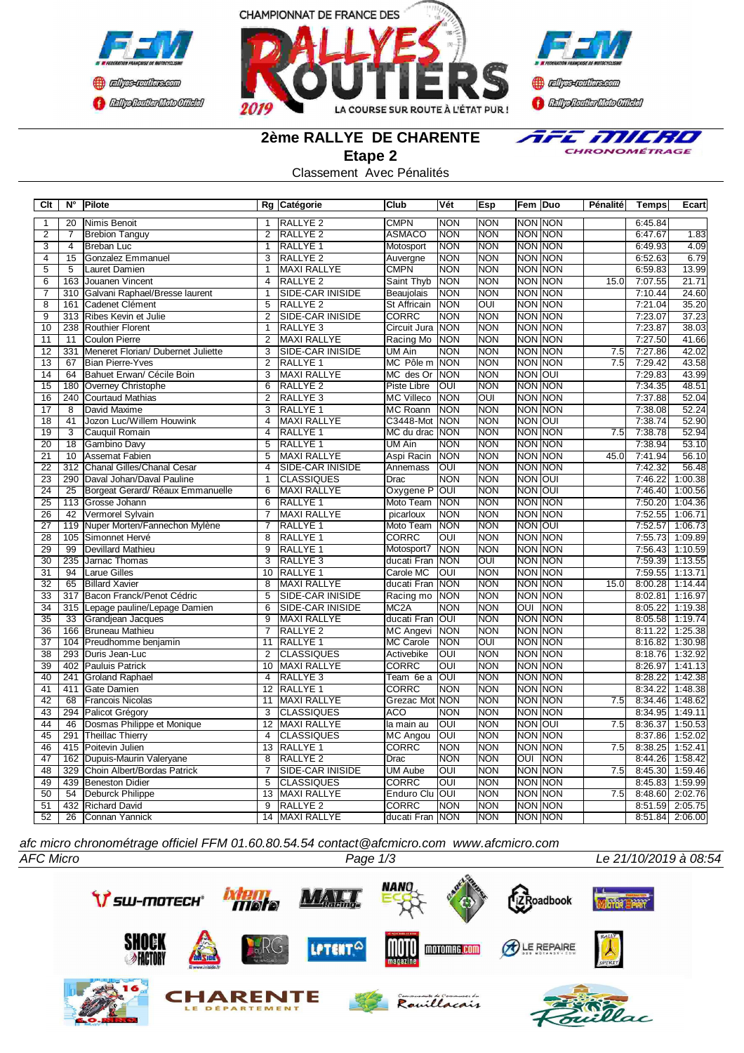CHAMPIONNAT DE FRANCE DES RALLYES ROUTIERS 2019

LA COURSE SUR ROUTE À L'ÉTAT PUR !

# 2ème RALLYE DE CHARENTE

## Etape 2

Classement Avec Pénalités

| Clt | N° | Pilote | Rg | Catégorie | Club | Vét | Esp | Fem | Duo | Pénalité | Temps | Ecart |
|---|---|---|---|---|---|---|---|---|---|---|---|---|
| 1 | 20 | Nimis Benoit | 1 | RALLYE 2 | CMPN | NON | NON | NON | NON | | 6:45.84 | |
| 2 | 7 | Brebion Tanguy | 2 | RALLYE 2 | ASMACO | NON | NON | NON | NON | | 6:47.67 | 1.83 |
| 3 | 4 | Breban Luc | 1 | RALLYE 1 | Motosport | NON | NON | NON | NON | | 6:49.93 | 4.09 |
| 4 | 15 | Gonzalez Emmanuel | 3 | RALLYE 2 | Auvergne | NON | NON | NON | NON | | 6:52.63 | 6.79 |
| 5 | 5 | Lauret Damien | 1 | MAXI RALLYE | CMPN | NON | NON | NON | NON | | 6:59.83 | 13.99 |
| 6 | 163 | Jouanen Vincent | 4 | RALLYE 2 | Saint Thyb | NON | NON | NON | NON | 15.0 | 7:07.55 | 21.71 |
| 7 | 310 | Galvani Raphael/Bresse laurent | 1 | SIDE-CAR INISIDE | Beaujolais | NON | NON | NON | NON | | 7:10.44 | 24.60 |
| 8 | 161 | Cadenet Clément | 5 | RALLYE 2 | St Affricain | NON | OUI | NON | NON | | 7:21.04 | 35.20 |
| 9 | 313 | Ribes Kevin et Julie | 2 | SIDE-CAR INISIDE | CORRC | NON | NON | NON | NON | | 7:23.07 | 37.23 |
| 10 | 238 | Routhier Florent | 1 | RALLYE 3 | Circuit Jura | NON | NON | NON | NON | | 7:23.87 | 38.03 |
| 11 | 11 | Coulon Pierre | 2 | MAXI RALLYE | Racing Mo | NON | NON | NON | NON | | 7:27.50 | 41.66 |
| 12 | 331 | Meneret Florian/ Dubernet Juliette | 3 | SIDE-CAR INISIDE | UM Ain | NON | NON | NON | NON | 7.5 | 7:27.86 | 42.02 |
| 13 | 67 | Bian Pierre-Yves | 2 | RALLYE 1 | MC Pôle m | NON | NON | NON | NON | 7.5 | 7:29.42 | 43.58 |
| 14 | 64 | Bahuet Erwan/ Cécile Boin | 3 | MAXI RALLYE | MC des Or | NON | NON | NON | OUI | | 7:29.83 | 43.99 |
| 15 | 180 | Overney Christophe | 6 | RALLYE 2 | Piste Libre | OUI | NON | NON | NON | | 7:34.35 | 48.51 |
| 16 | 240 | Courtaud Mathias | 2 | RALLYE 3 | MC Villeco | NON | OUI | NON | NON | | 7:37.88 | 52.04 |
| 17 | 8 | David Maxime | 3 | RALLYE 1 | MC Roann | NON | NON | NON | NON | | 7:38.08 | 52.24 |
| 18 | 41 | Jozon Luc/Willem Houwink | 4 | MAXI RALLYE | C3448-Mot | NON | NON | NON | OUI | | 7:38.74 | 52.90 |
| 19 | 3 | Cauquil Romain | 4 | RALLYE 1 | MC du drac | NON | NON | NON | NON | 7.5 | 7:38.78 | 52.94 |
| 20 | 18 | Gambino Davy | 5 | RALLYE 1 | UM Ain | NON | NON | NON | NON | | 7:38.94 | 53.10 |
| 21 | 10 | Assemat Fabien | 5 | MAXI RALLYE | Aspi Racin | NON | NON | NON | NON | 45.0 | 7:41.94 | 56.10 |
| 22 | 312 | Chanal Gilles/Chanal Cesar | 4 | SIDE-CAR INISIDE | Annemass | OUI | NON | NON | NON | | 7:42.32 | 56.48 |
| 23 | 290 | Daval Johan/Daval Pauline | 1 | CLASSIQUES | Drac | NON | NON | NON | OUI | | 7:46.22 | 1:00.38 |
| 24 | 25 | Borgeat Gerard/ Réaux Emmanuelle | 6 | MAXI RALLYE | Oxygene P | OUI | NON | NON | OUI | | 7:46.40 | 1:00.56 |
| 25 | 113 | Grosse Johann | 6 | RALLYE 1 | Moto Team | NON | NON | NON | NON | | 7:50.20 | 1:04.36 |
| 26 | 42 | Vermorel Sylvain | 7 | MAXI RALLYE | picarloux | NON | NON | NON | NON | | 7:52.55 | 1:06.71 |
| 27 | 119 | Nuper Morten/Fannechon Mylène | 7 | RALLYE 1 | Moto Team | NON | NON | NON | OUI | | 7:52.57 | 1:06.73 |
| 28 | 105 | Simonnet Hervé | 8 | RALLYE 1 | CORRC | OUI | NON | NON | NON | | 7:55.73 | 1:09.89 |
| 29 | 99 | Devillard Mathieu | 9 | RALLYE 1 | Motosport7 | NON | NON | NON | NON | | 7:56.43 | 1:10.59 |
| 30 | 235 | Jarnac Thomas | 3 | RALLYE 3 | ducati Fran | NON | OUI | NON | NON | | 7:59.39 | 1:13.55 |
| 31 | 94 | Larue Gilles | 10 | RALLYE 1 | Carole MC | OUI | NON | NON | NON | | 7:59.55 | 1:13.71 |
| 32 | 65 | Billard Xavier | 8 | MAXI RALLYE | ducati Fran | NON | NON | NON | NON | 15.0 | 8:00.28 | 1:14.44 |
| 33 | 317 | Bacon Franck/Penot Cédric | 5 | SIDE-CAR INISIDE | Racing mo | NON | NON | NON | NON | | 8:02.81 | 1:16.97 |
| 34 | 315 | Lepage pauline/Lepage Damien | 6 | SIDE-CAR INISIDE | MC2A | | NON | OUI | NON | | 8:05.22 | 1:19.38 |
| 35 | 33 | Grandjean Jacques | 9 | MAXI RALLYE | ducati Fran | OUI | NON | NON | NON | | 8:05.58 | 1:19.74 |
| 36 | 166 | Bruneau Mathieu | 7 | RALLYE 2 | MC Angevi | NON | NON | NON | NON | | 8:11.22 | 1:25.38 |
| 37 | 104 | Preudhomme benjamin | 11 | RALLYE 1 | MC Carole | NON | OUI | NON | NON | | 8:16.82 | 1:30.98 |
| 38 | 293 | Duris Jean-Luc | 2 | CLASSIQUES | Activebike | OUI | NON | NON | NON | | 8:18.76 | 1:32.92 |
| 39 | 402 | Pauluis Patrick | 10 | MAXI RALLYE | CORRC | OUI | NON | NON | NON | | 8:26.97 | 1:41.13 |
| 40 | 241 | Groland Raphael | 4 | RALLYE 3 | Team 6e a | OUI | NON | NON | NON | | 8:28.22 | 1:42.38 |
| 41 | 411 | Gate Damien | 12 | RALLYE 1 | CORRC | NON | NON | NON | NON | | 8:34.22 | 1:48.38 |
| 42 | 68 | Francois Nicolas | 11 | MAXI RALLYE | Grezac Mot | NON | NON | NON | NON | 7.5 | 8:34.46 | 1:48.62 |
| 43 | 294 | Palicot Grégory | 3 | CLASSIQUES | ACO | NON | NON | NON | NON | | 8:34.95 | 1:49.11 |
| 44 | 46 | Dosmas Philippe et Monique | 12 | MAXI RALLYE | la main au | OUI | NON | NON | OUI | 7.5 | 8:36.37 | 1:50.53 |
| 45 | 291 | Theillac Thierry | 4 | CLASSIQUES | MC Angou | OUI | NON | NON | NON | | 8:37.86 | 1:52.02 |
| 46 | 415 | Poitevin Julien | 13 | RALLYE 1 | CORRC | NON | NON | NON | NON | 7.5 | 8:38.25 | 1:52.41 |
| 47 | 162 | Dupuis-Maurin Valeryane | 8 | RALLYE 2 | Drac | NON | NON | OUI | NON | | 8:44.26 | 1:58.42 |
| 48 | 329 | Choin Albert/Bordas Patrick | 7 | SIDE-CAR INISIDE | UM Aube | OUI | NON | NON | NON | 7.5 | 8:45.30 | 1:59.46 |
| 49 | 439 | Beneston Didier | 5 | CLASSIQUES | CORRC | OUI | NON | NON | NON | | 8:45.83 | 1:59.99 |
| 50 | 54 | Deburck Philippe | 13 | MAXI RALLYE | Enduro Clu | OUI | NON | NON | NON | 7.5 | 8:48.60 | 2:02.76 |
| 51 | 432 | Richard David | 9 | RALLYE 2 | CORRC | NON | NON | NON | NON | | 8:51.59 | 2:05.75 |
| 52 | 26 | Connan Yannick | 14 | MAXI RALLYE | ducati Fran | NON | NON | NON | NON | | 8:51.84 | 2:06.00 |

*afc micro chronométrage officiel FFM 01.60.80.54.54 contact@afcmicro.com www.afcmicro.com*

*AFC Micro* — *Le 21/10/2019 à 08:54*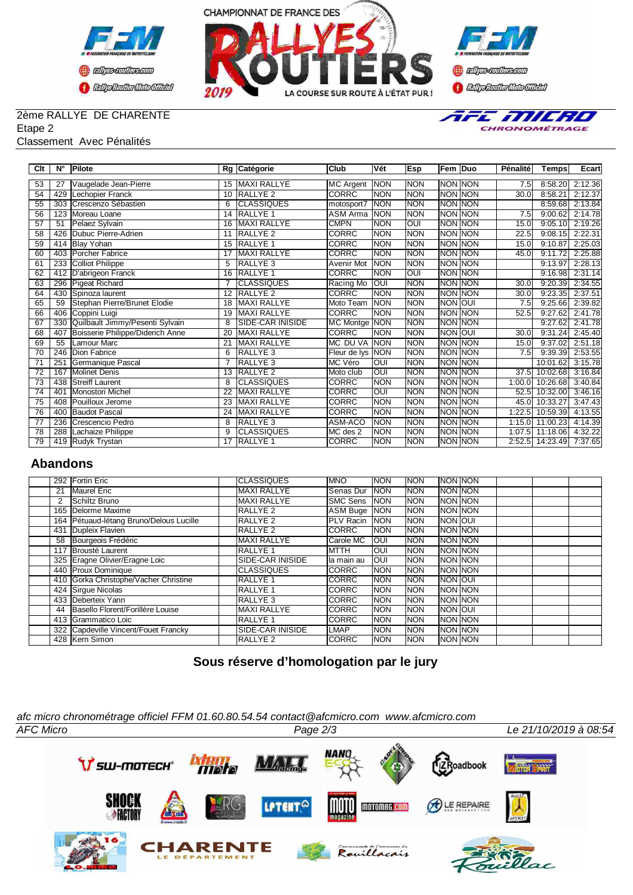2ème RALLYE DE CHARENTE
Etape 2
Classement Avec Pénalités

| Clt | N° | Pilote | Rg | Catégorie | Club | Vét | Esp | Fem | Duo | Pénalité | Temps | Ecart |
|---|---|---|---|---|---|---|---|---|---|---|---|---|
| 53 | 27 | Vaugelade Jean-Pierre | 15 | MAXI RALLYE | MC Argent | NON | NON | NON | NON | 7.5 | 8:58.20 | 2:12.36 |
| 54 | 429 | Lechopier Franck | 10 | RALLYE 2 | CORRC | NON | NON | NON | NON | 30.0 | 8:58.21 | 2:12.37 |
| 55 | 303 | Crescenzo Sébastien | 6 | CLASSIQUES | motosport7 | NON | NON | NON | NON | | 8:59.68 | 2:13.84 |
| 56 | 123 | Moreau Loane | 14 | RALLYE 1 | ASM Arma | NON | NON | NON | NON | 7.5 | 9:00.62 | 2:14.78 |
| 57 | 51 | Pelaez Sylvain | 16 | MAXI RALLYE | CMPN | NON | OUI | NON | NON | 15.0 | 9:05.10 | 2:19.26 |
| 58 | 426 | Dubuc Pierre-Adrien | 11 | RALLYE 2 | CORRC | NON | NON | NON | NON | 22.5 | 9:08.15 | 2:22.31 |
| 59 | 414 | Blay Yohan | 15 | RALLYE 1 | CORRC | NON | NON | NON | NON | 15.0 | 9:10.87 | 2:25.03 |
| 60 | 403 | Porcher Fabrice | 17 | MAXI RALLYE | CORRC | NON | NON | NON | NON | 45.0 | 9:11.72 | 2:25.88 |
| 61 | 233 | Colliot Philippe | 5 | RALLYE 3 | Avenir Mot | NON | NON | NON | NON | | 9:13.97 | 2:28.13 |
| 62 | 412 | D'abrigeon Franck | 16 | RALLYE 1 | CORRC | NON | OUI | NON | NON | | 9:16.98 | 2:31.14 |
| 63 | 296 | Pigeat Richard | 7 | CLASSIQUES | Racing Mo | OUI | NON | NON | NON | 30.0 | 9:20.39 | 2:34.55 |
| 64 | 430 | Spinoza laurent | 12 | RALLYE 2 | CORRC | NON | NON | NON | NON | 30.0 | 9:23.35 | 2:37.51 |
| 65 | 59 | Stephan Pierre/Brunet Elodie | 18 | MAXI RALLYE | Moto Team | NON | NON | NON | OUI | 7.5 | 9:25.66 | 2:39.82 |
| 66 | 406 | Coppini Luigi | 19 | MAXI RALLYE | CORRC | NON | NON | NON | NON | 52.5 | 9:27.62 | 2:41.78 |
| 67 | 330 | Quilbault Jimmy/Pesenti Sylvain | 8 | SIDE-CAR INISIDE | MC Montge | NON | NON | NON | NON | | 9:27.62 | 2:41.78 |
| 68 | 407 | Boisserie Philippe/Diderich Anne | 20 | MAXI RALLYE | CORRC | NON | NON | NON | OUI | 30.0 | 9:31.24 | 2:45.40 |
| 69 | 55 | Lamour Marc | 21 | MAXI RALLYE | MC DU VA | NON | NON | NON | NON | 15.0 | 9:37.02 | 2:51.18 |
| 70 | 246 | Dion Fabrice | 6 | RALLYE 3 | Fleur de lys | NON | NON | NON | NON | 7.5 | 9:39.39 | 2:53.55 |
| 71 | 251 | Germanique Pascal | 7 | RALLYE 3 | MC Véro | OUI | NON | NON | NON | | 10:01.62 | 3:15.78 |
| 72 | 167 | Molinet Denis | 13 | RALLYE 2 | Moto club | OUI | NON | NON | NON | 37.5 | 10:02.68 | 3:16.84 |
| 73 | 438 | Streiff Laurent | 8 | CLASSIQUES | CORRC | NON | NON | NON | NON | 1:00.0 | 10:26.68 | 3:40.84 |
| 74 | 401 | Monostori Michel | 22 | MAXI RALLYE | CORRC | OUI | NON | NON | NON | 52.5 | 10:32.00 | 3:46.16 |
| 75 | 408 | Pouilloux Jerome | 23 | MAXI RALLYE | CORRC | NON | NON | NON | NON | 45.0 | 10:33.27 | 3:47.43 |
| 76 | 400 | Baudot Pascal | 24 | MAXI RALLYE | CORRC | NON | NON | NON | NON | 1:22.5 | 10:59.39 | 4:13.55 |
| 77 | 236 | Crescencio Pedro | 8 | RALLYE 3 | ASM-ACO | NON | NON | NON | NON | 1:15.0 | 11:00.23 | 4:14.39 |
| 78 | 288 | Lachaize Philippe | 9 | CLASSIQUES | MC des 2 | NON | NON | NON | NON | 1:07.5 | 11:18.06 | 4:32.22 |
| 79 | 419 | Rudyk Trystan | 17 | RALLYE 1 | CORRC | NON | NON | NON | NON | 2:52.5 | 14:23.49 | 7:37.65 |

## Abandons

| | N° | Pilote | | Catégorie | Club | Vét | Esp | Fem | Duo | | | |
|---|---|---|---|---|---|---|---|---|---|---|---|---|
| | 292 | Fortin Eric | | CLASSIQUES | MNO | NON | NON | NON | NON | | | |
| | 21 | Maurel Eric | | MAXI RALLYE | Senas Dur | NON | NON | NON | NON | | | |
| | 2 | Schiltz Bruno | | MAXI RALLYE | SMC Sens | NON | NON | NON | NON | | | |
| | 165 | Delorme Maxime | | RALLYE 2 | ASM Buge | NON | NON | NON | NON | | | |
| | 164 | Pétuaud-létang Bruno/Delous Lucille | | RALLYE 2 | PLV Racin | NON | NON | NON | OUI | | | |
| | 431 | Dupleix Flavien | | RALLYE 2 | CORRC | NON | NON | NON | NON | | | |
| | 58 | Bourgeois Frédéric | | MAXI RALLYE | Carole MC | OUI | NON | NON | NON | | | |
| | 117 | Brousté Laurent | | RALLYE 1 | MTTH | OUI | NON | NON | NON | | | |
| | 325 | Eragne Olivier/Eragne Loic | | SIDE-CAR INISIDE | la main au | OUI | NON | NON | NON | | | |
| | 440 | Proux Dominique | | CLASSIQUES | CORRC | NON | NON | NON | NON | | | |
| | 410 | Gorka Christophe/Vacher Christine | | RALLYE 1 | CORRC | NON | NON | NON | OUI | | | |
| | 424 | Sirgue Nicolas | | RALLYE 1 | CORRC | NON | NON | NON | NON | | | |
| | 433 | Deberteix Yann | | RALLYE 3 | CORRC | NON | NON | NON | NON | | | |
| | 44 | Basello Florent/Forillère Louise | | MAXI RALLYE | CORRC | NON | NON | NON | OUI | | | |
| | 413 | Grammatico Loic | | RALLYE 1 | CORRC | NON | NON | NON | NON | | | |
| | 322 | Capdeville Vincent/Fouet Francky | | SIDE-CAR INISIDE | LMAP | NON | NON | NON | NON | | | |
| | 428 | Kern Simon | | RALLYE 2 | CORRC | NON | NON | NON | NON | | | |

**Sous réserve d'homologation par le jury**

*afc micro chronométrage officiel FFM 01.60.80.54.54 contact@afcmicro.com www.afcmicro.com*

AFC Micro — Le 21/10/2019 à 08:54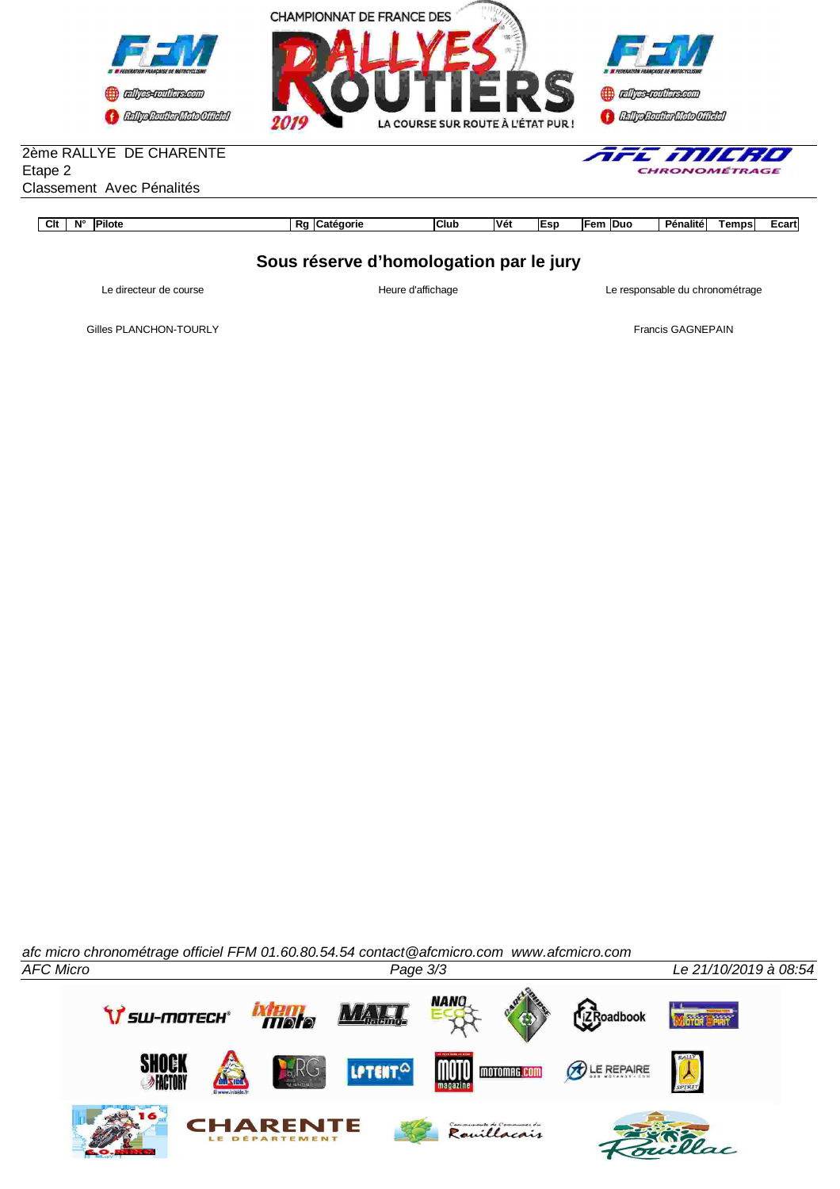2ème RALLYE DE CHARENTE
Etape 2
Classement Avec Pénalités

| Clt | N° | Pilote | Rg | Catégorie | Club | Vét | Esp | Fem | Duo | Pénalité | Temps | Ecart |
|---|---|---|---|---|---|---|---|---|---|---|---|---|

## Sous réserve d'homologation par le jury

Le directeur de course | Heure d'affichage | Le responsable du chronométrage

Gilles PLANCHON-TOURLY | | Francis GAGNEPAIN

*afc micro chronométrage officiel FFM 01.60.80.54.54 contact@afcmicro.com www.afcmicro.com*

*AFC Micro* | *Le 21/10/2019 à 08:54*